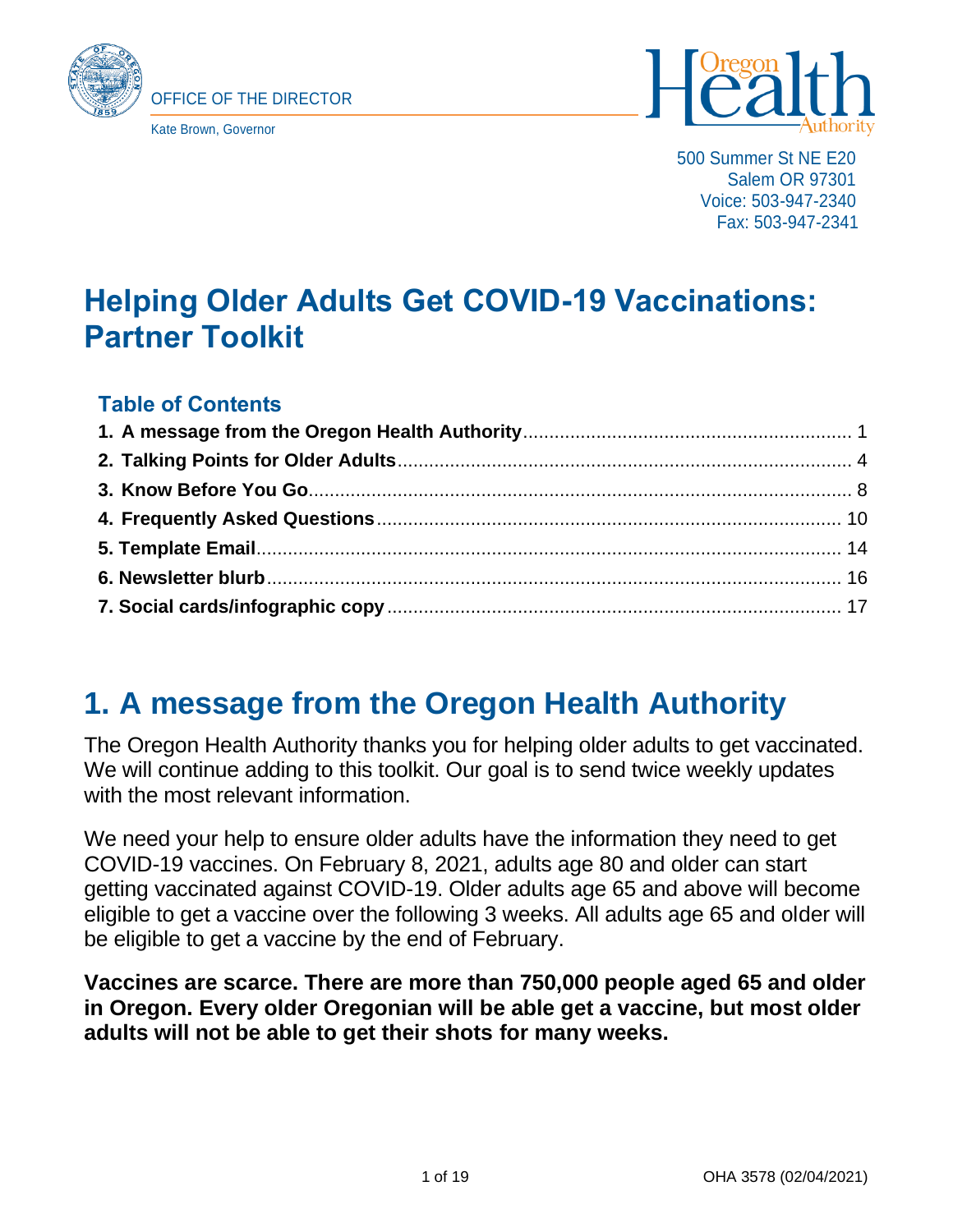OFFICE OF THE DIRECTOR

Kate Brown, Governor

500 Summer St NE E20
Salem OR 97301
Voice: 503-947-2340
Fax: 503-947-2341

# Helping Older Adults Get COVID-19 Vaccinations: Partner Toolkit

### Table of Contents

**1. A message from the Oregon Health Authority** ........ 1
**2. Talking Points for Older Adults** ........ 4
**3. Know Before You Go** ........ 8
**4. Frequently Asked Questions** ........ 10
**5. Template Email** ........ 14
**6. Newsletter blurb** ........ 16
**7. Social cards/infographic copy** ........ 17

## 1. A message from the Oregon Health Authority

The Oregon Health Authority thanks you for helping older adults to get vaccinated. We will continue adding to this toolkit. Our goal is to send twice weekly updates with the most relevant information.

We need your help to ensure older adults have the information they need to get COVID-19 vaccines. On February 8, 2021, adults age 80 and older can start getting vaccinated against COVID-19. Older adults age 65 and above will become eligible to get a vaccine over the following 3 weeks. All adults age 65 and older will be eligible to get a vaccine by the end of February.

**Vaccines are scarce. There are more than 750,000 people aged 65 and older in Oregon. Every older Oregonian will be able get a vaccine, but most older adults will not be able to get their shots for many weeks.**

OHA 3578 (02/04/2021)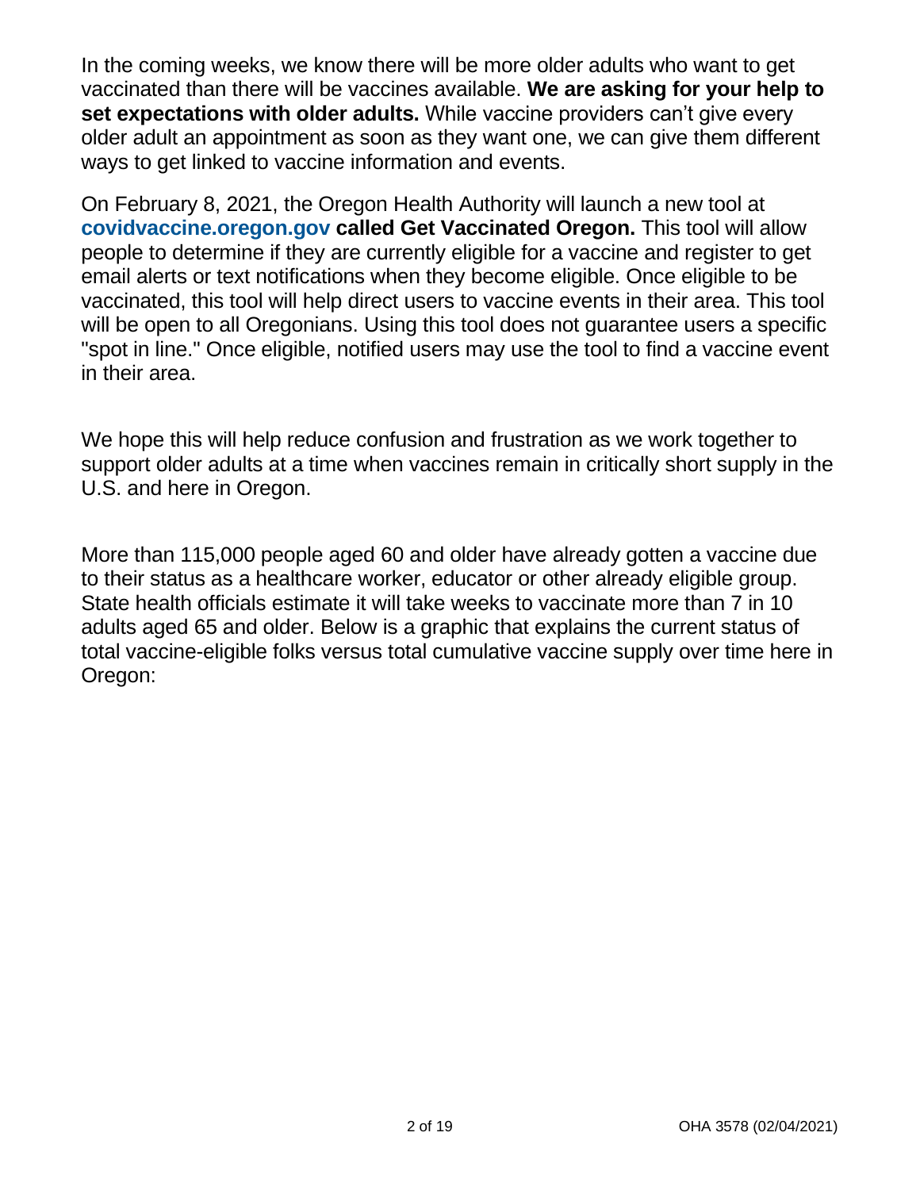In the coming weeks, we know there will be more older adults who want to get vaccinated than there will be vaccines available. **We are asking for your help to set expectations with older adults.** While vaccine providers can't give every older adult an appointment as soon as they want one, we can give them different ways to get linked to vaccine information and events.

On February 8, 2021, the Oregon Health Authority will launch a new tool at **covidvaccine.oregon.gov called Get Vaccinated Oregon.** This tool will allow people to determine if they are currently eligible for a vaccine and register to get email alerts or text notifications when they become eligible. Once eligible to be vaccinated, this tool will help direct users to vaccine events in their area. This tool will be open to all Oregonians. Using this tool does not guarantee users a specific "spot in line." Once eligible, notified users may use the tool to find a vaccine event in their area.

We hope this will help reduce confusion and frustration as we work together to support older adults at a time when vaccines remain in critically short supply in the U.S. and here in Oregon.

More than 115,000 people aged 60 and older have already gotten a vaccine due to their status as a healthcare worker, educator or other already eligible group. State health officials estimate it will take weeks to vaccinate more than 7 in 10 adults aged 65 and older. Below is a graphic that explains the current status of total vaccine-eligible folks versus total cumulative vaccine supply over time here in Oregon: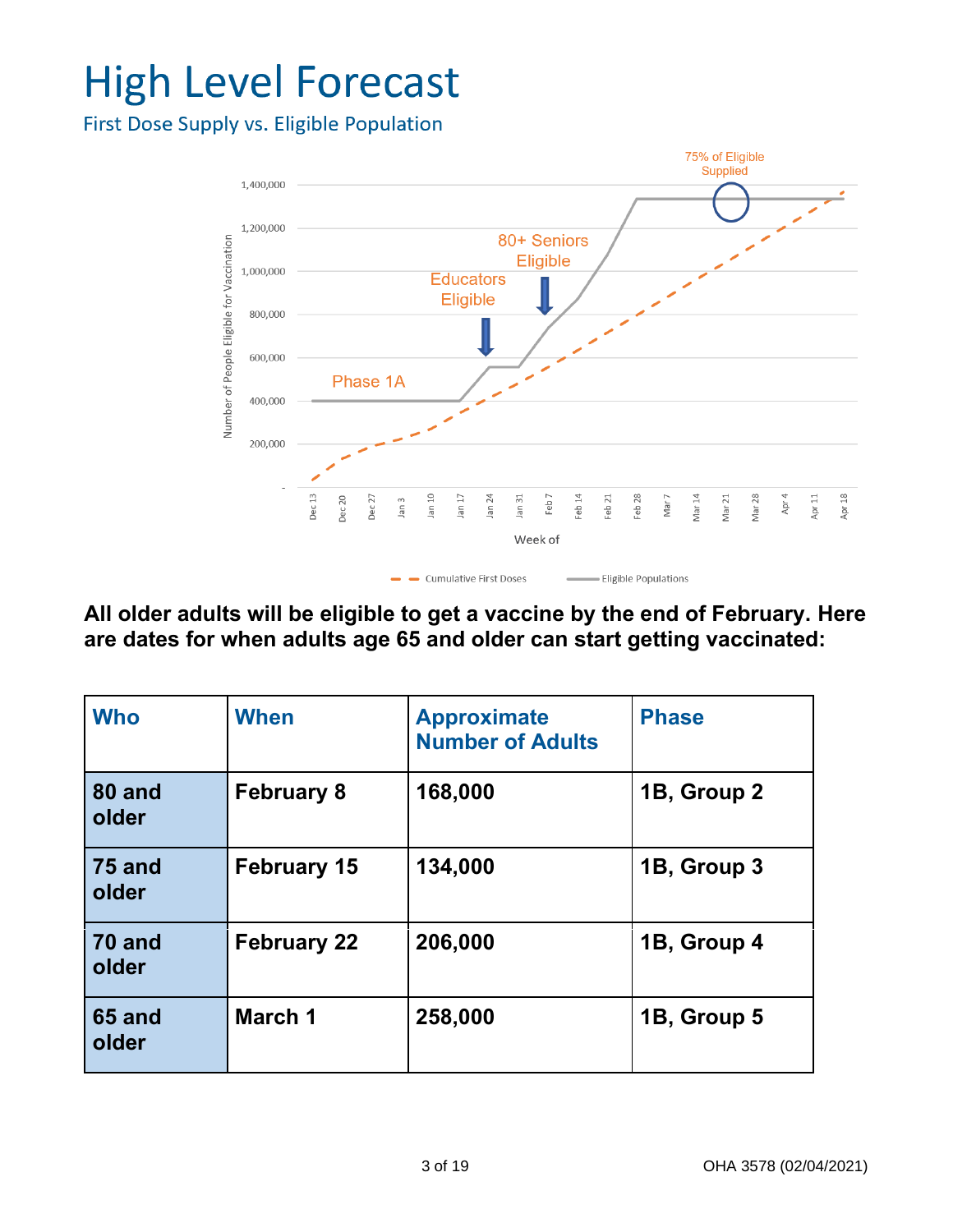# High Level Forecast

## First Dose Supply vs. Eligible Population

**All older adults will be eligible to get a vaccine by the end of February. Here are dates for when adults age 65 and older can start getting vaccinated:**

| Who | When | Approximate Number of Adults | Phase |
| --- | --- | --- | --- |
| 80 and older | February 8 | 168,000 | 1B, Group 2 |
| 75 and older | February 15 | 134,000 | 1B, Group 3 |
| 70 and older | February 22 | 206,000 | 1B, Group 4 |
| 65 and older | March 1 | 258,000 | 1B, Group 5 |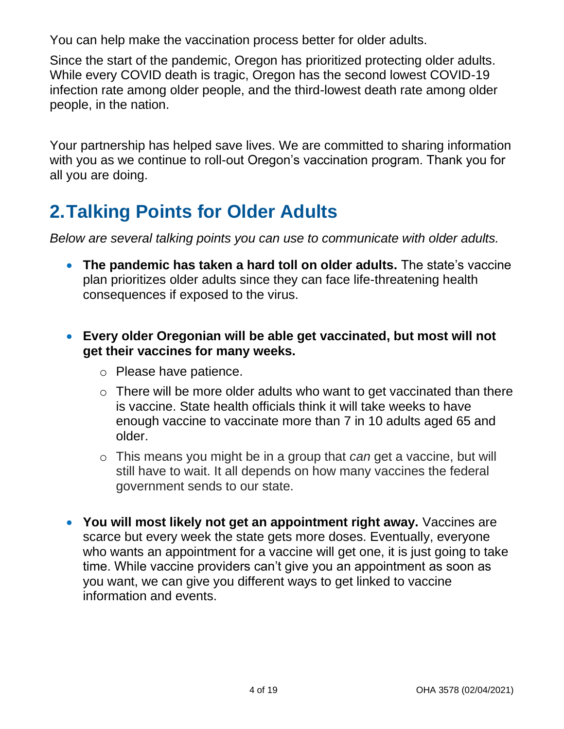You can help make the vaccination process better for older adults.

Since the start of the pandemic, Oregon has prioritized protecting older adults. While every COVID death is tragic, Oregon has the second lowest COVID-19 infection rate among older people, and the third-lowest death rate among older people, in the nation.

Your partnership has helped save lives. We are committed to sharing information with you as we continue to roll-out Oregon's vaccination program. Thank you for all you are doing.

## 2. Talking Points for Older Adults

*Below are several talking points you can use to communicate with older adults.*

- **The pandemic has taken a hard toll on older adults.** The state's vaccine plan prioritizes older adults since they can face life-threatening health consequences if exposed to the virus.
- **Every older Oregonian will be able get vaccinated, but most will not get their vaccines for many weeks.**
  - Please have patience.
  - There will be more older adults who want to get vaccinated than there is vaccine. State health officials think it will take weeks to have enough vaccine to vaccinate more than 7 in 10 adults aged 65 and older.
  - This means you might be in a group that *can* get a vaccine, but will still have to wait. It all depends on how many vaccines the federal government sends to our state.
- **You will most likely not get an appointment right away.** Vaccines are scarce but every week the state gets more doses. Eventually, everyone who wants an appointment for a vaccine will get one, it is just going to take time. While vaccine providers can't give you an appointment as soon as you want, we can give you different ways to get linked to vaccine information and events.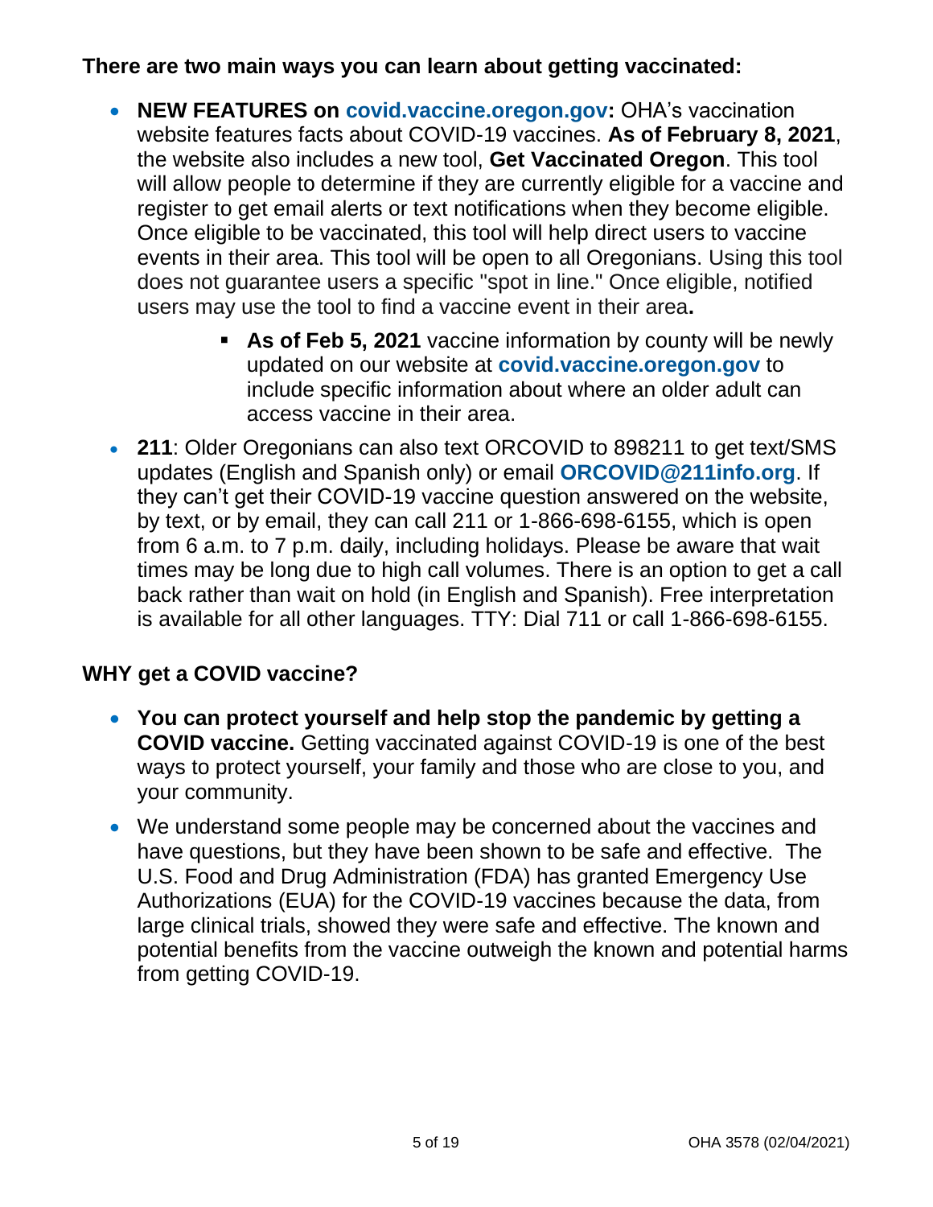**There are two main ways you can learn about getting vaccinated:**

- **NEW FEATURES on covid.vaccine.oregon.gov:** OHA's vaccination website features facts about COVID-19 vaccines. **As of February 8, 2021**, the website also includes a new tool, **Get Vaccinated Oregon**. This tool will allow people to determine if they are currently eligible for a vaccine and register to get email alerts or text notifications when they become eligible. Once eligible to be vaccinated, this tool will help direct users to vaccine events in their area. This tool will be open to all Oregonians. Using this tool does not guarantee users a specific "spot in line." Once eligible, notified users may use the tool to find a vaccine event in their area**.**
    - **As of Feb 5, 2021** vaccine information by county will be newly updated on our website at **covid.vaccine.oregon.gov** to include specific information about where an older adult can access vaccine in their area.
- **211**: Older Oregonians can also text ORCOVID to 898211 to get text/SMS updates (English and Spanish only) or email **ORCOVID@211info.org**. If they can't get their COVID-19 vaccine question answered on the website, by text, or by email, they can call 211 or 1-866-698-6155, which is open from 6 a.m. to 7 p.m. daily, including holidays. Please be aware that wait times may be long due to high call volumes. There is an option to get a call back rather than wait on hold (in English and Spanish). Free interpretation is available for all other languages. TTY: Dial 711 or call 1-866-698-6155.

**WHY get a COVID vaccine?**

- **You can protect yourself and help stop the pandemic by getting a COVID vaccine.** Getting vaccinated against COVID-19 is one of the best ways to protect yourself, your family and those who are close to you, and your community.
- We understand some people may be concerned about the vaccines and have questions, but they have been shown to be safe and effective. The U.S. Food and Drug Administration (FDA) has granted Emergency Use Authorizations (EUA) for the COVID-19 vaccines because the data, from large clinical trials, showed they were safe and effective. The known and potential benefits from the vaccine outweigh the known and potential harms from getting COVID-19.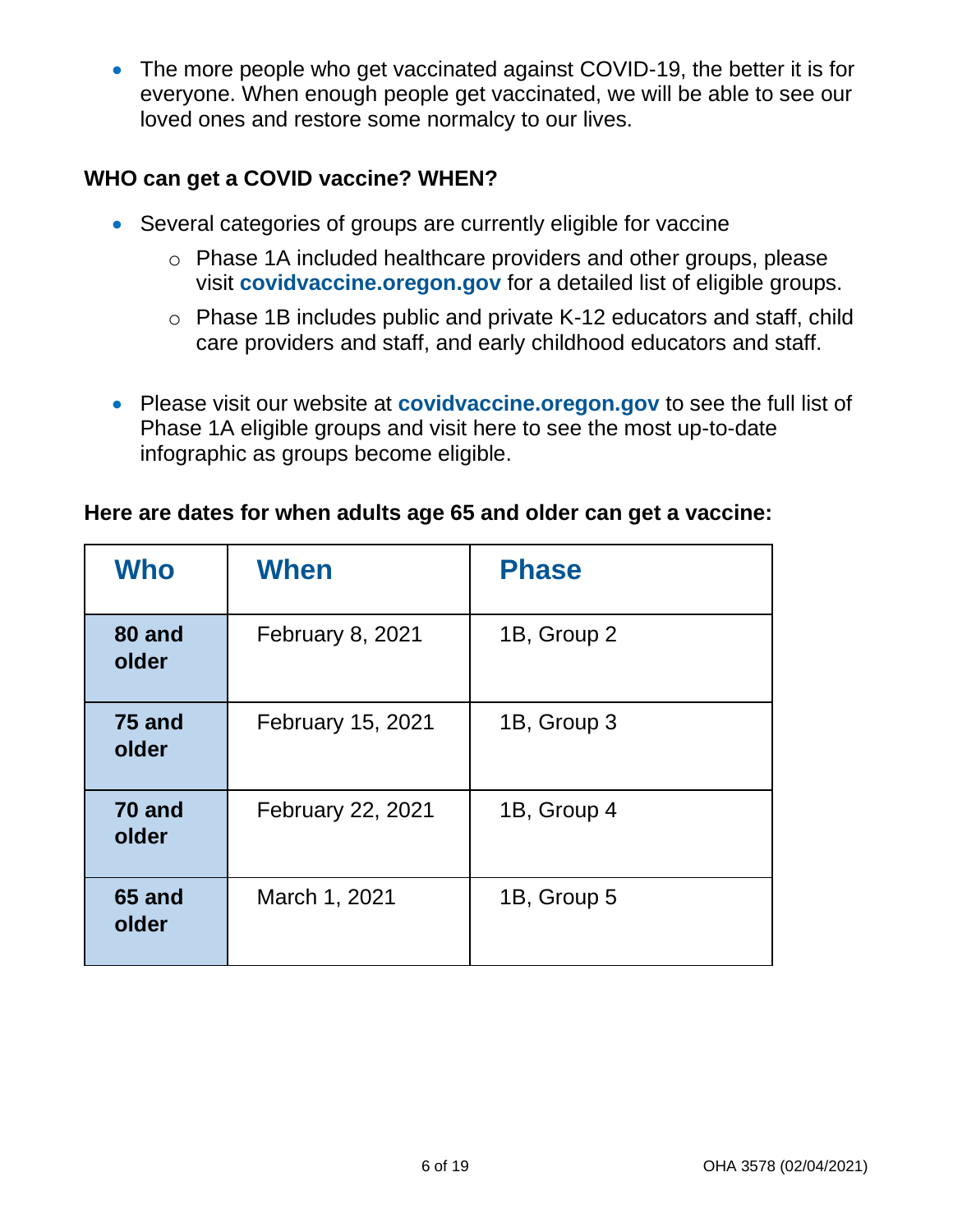- The more people who get vaccinated against COVID-19, the better it is for everyone. When enough people get vaccinated, we will be able to see our loved ones and restore some normalcy to our lives.

**WHO can get a COVID vaccine? WHEN?**

- Several categories of groups are currently eligible for vaccine
    - Phase 1A included healthcare providers and other groups, please visit **covidvaccine.oregon.gov** for a detailed list of eligible groups.
    - Phase 1B includes public and private K-12 educators and staff, child care providers and staff, and early childhood educators and staff.

- Please visit our website at **covidvaccine.oregon.gov** to see the full list of Phase 1A eligible groups and visit here to see the most up-to-date infographic as groups become eligible.

**Here are dates for when adults age 65 and older can get a vaccine:**

| Who | When | Phase |
|---|---|---|
| **80 and older** | February 8, 2021 | 1B, Group 2 |
| **75 and older** | February 15, 2021 | 1B, Group 3 |
| **70 and older** | February 22, 2021 | 1B, Group 4 |
| **65 and older** | March 1, 2021 | 1B, Group 5 |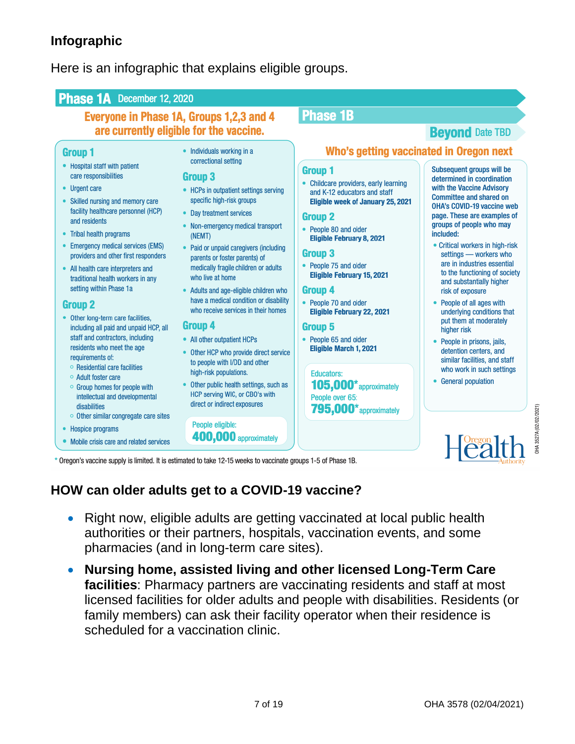### Infographic

Here is an infographic that explains eligible groups.

**Phase 1A** December 12, 2020

**Everyone in Phase 1A, Groups 1,2,3 and 4 are currently eligible for the vaccine.**

**Group 1**

- Hospital staff with patient care responsibilities
- Urgent care
- Skilled nursing and memory care facility healthcare personnel (HCP) and residents
- Tribal health programs
- Emergency medical services (EMS) providers and other first responders
- All health care interpreters and traditional health workers in any setting within Phase 1a

**Group 2**

- Other long-term care facilities, including all paid and unpaid HCP, all staff and contractors, including residents who meet the age requirements of:
  - Residential care facilities
  - Adult foster care
  - Group homes for people with intellectual and developmental disabilities
  - Other similar congregate care sites
- Hospice programs
- Mobile crisis care and related services
- Individuals working in a correctional setting

**Group 3**

- HCPs in outpatient settings serving specific high-risk groups
- Day treatment services
- Non-emergency medical transport (NEMT)
- Paid or unpaid caregivers (including parents or foster parents) of medically fragile children or adults who live at home
- Adults and age-eligible children who have a medical condition or disability who receive services in their homes

**Group 4**

- All other outpatient HCPs
- Other HCP who provide direct service to people with I/DD and other high-risk populations.
- Other public health settings, such as HCP serving WIC, or CBO's with direct or indirect exposures

People eligible: **400,000** approximately

**Phase 1B**

**Who's getting vaccinated in Oregon next**

**Group 1**

- Childcare providers, early learning and K-12 educators and staff
  **Eligible week of January 25, 2021**

**Group 2**

- People 80 and older
  **Eligible February 8, 2021**

**Group 3**

- People 75 and older
  **Eligible February 15, 2021**

**Group 4**

- People 70 and older
  **Eligible February 22, 2021**

**Group 5**

- People 65 and older
  **Eligible March 1, 2021**

Educators: **105,000*** approximately

People over 65: **795,000*** approximately

**Beyond** Date TBD

**Subsequent groups will be determined in coordination with the Vaccine Advisory Committee and shared on OHA's COVID-19 vaccine web page. These are examples of groups of people who may be included:**

- Critical workers in high-risk settings — workers who are in industries essential to the functioning of society and substantially higher risk of exposure
- People of all ages with underlying conditions that put them at moderately higher risk
- People in prisons, jails, detention centers, and similar facilities, and staff who work in such settings
- General population

\* Oregon's vaccine supply is limited. It is estimated to take 12-15 weeks to vaccinate groups 1-5 of Phase 1B.

Oregon Health Authority

OHA 3527A (02/02/2021)

### HOW can older adults get to a COVID-19 vaccine?

- Right now, eligible adults are getting vaccinated at local public health authorities or their partners, hospitals, vaccination events, and some pharmacies (and in long-term care sites).
- **Nursing home, assisted living and other licensed Long-Term Care facilities**: Pharmacy partners are vaccinating residents and staff at most licensed facilities for older adults and people with disabilities. Residents (or family members) can ask their facility operator when their residence is scheduled for a vaccination clinic.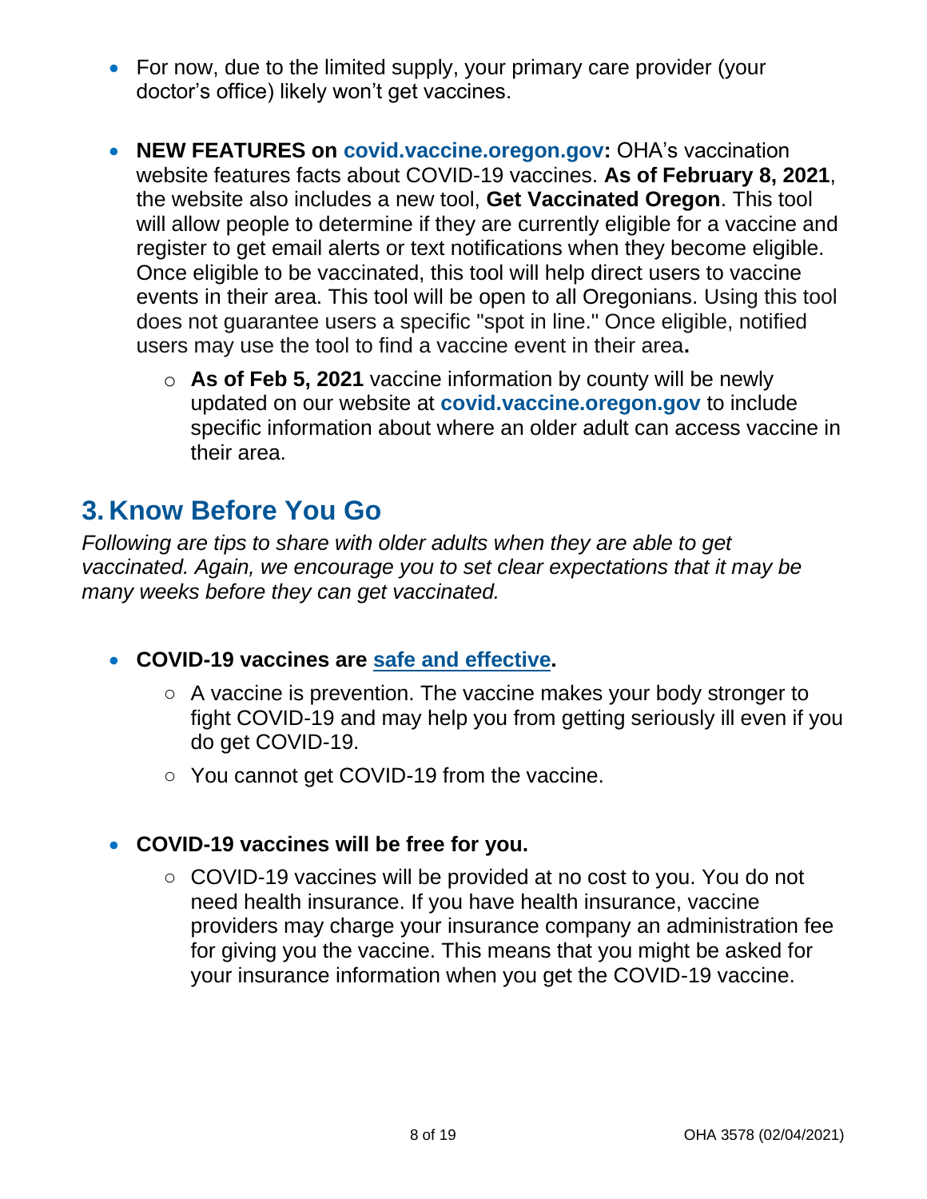- For now, due to the limited supply, your primary care provider (your doctor's office) likely won't get vaccines.

- **NEW FEATURES on covid.vaccine.oregon.gov:** OHA's vaccination website features facts about COVID-19 vaccines. **As of February 8, 2021**, the website also includes a new tool, **Get Vaccinated Oregon**. This tool will allow people to determine if they are currently eligible for a vaccine and register to get email alerts or text notifications when they become eligible. Once eligible to be vaccinated, this tool will help direct users to vaccine events in their area. This tool will be open to all Oregonians. Using this tool does not guarantee users a specific "spot in line." Once eligible, notified users may use the tool to find a vaccine event in their area**.**
  - **As of Feb 5, 2021** vaccine information by county will be newly updated on our website at **covid.vaccine.oregon.gov** to include specific information about where an older adult can access vaccine in their area.

## 3. Know Before You Go

*Following are tips to share with older adults when they are able to get vaccinated. Again, we encourage you to set clear expectations that it may be many weeks before they can get vaccinated.*

- **COVID-19 vaccines are safe and effective.**
  - A vaccine is prevention. The vaccine makes your body stronger to fight COVID-19 and may help you from getting seriously ill even if you do get COVID-19.
  - You cannot get COVID-19 from the vaccine.

- **COVID-19 vaccines will be free for you.**
  - COVID-19 vaccines will be provided at no cost to you. You do not need health insurance. If you have health insurance, vaccine providers may charge your insurance company an administration fee for giving you the vaccine. This means that you might be asked for your insurance information when you get the COVID-19 vaccine.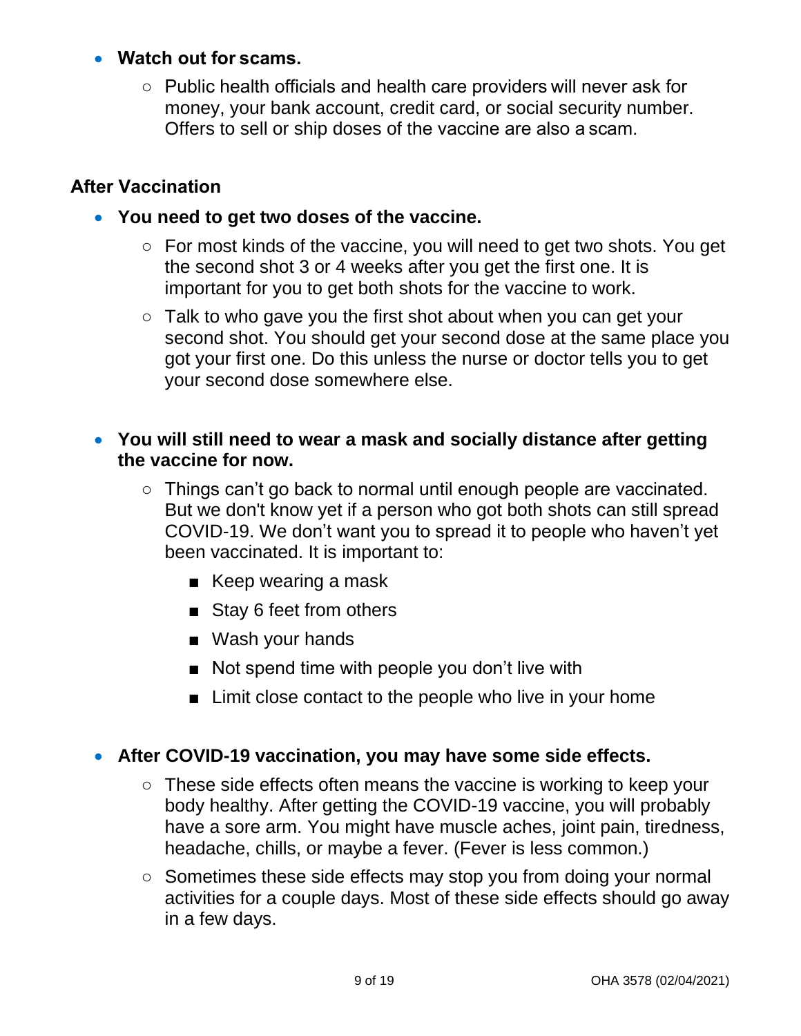- **Watch out for scams.**
  - Public health officials and health care providers will never ask for money, your bank account, credit card, or social security number. Offers to sell or ship doses of the vaccine are also a scam.

## After Vaccination

- **You need to get two doses of the vaccine.**
  - For most kinds of the vaccine, you will need to get two shots. You get the second shot 3 or 4 weeks after you get the first one. It is important for you to get both shots for the vaccine to work.
  - Talk to who gave you the first shot about when you can get your second shot. You should get your second dose at the same place you got your first one. Do this unless the nurse or doctor tells you to get your second dose somewhere else.

- **You will still need to wear a mask and socially distance after getting the vaccine for now.**
  - Things can't go back to normal until enough people are vaccinated. But we don't know yet if a person who got both shots can still spread COVID-19. We don't want you to spread it to people who haven't yet been vaccinated. It is important to:
    - Keep wearing a mask
    - Stay 6 feet from others
    - Wash your hands
    - Not spend time with people you don't live with
    - Limit close contact to the people who live in your home

- **After COVID-19 vaccination, you may have some side effects.**
  - These side effects often means the vaccine is working to keep your body healthy. After getting the COVID-19 vaccine, you will probably have a sore arm. You might have muscle aches, joint pain, tiredness, headache, chills, or maybe a fever. (Fever is less common.)
  - Sometimes these side effects may stop you from doing your normal activities for a couple days. Most of these side effects should go away in a few days.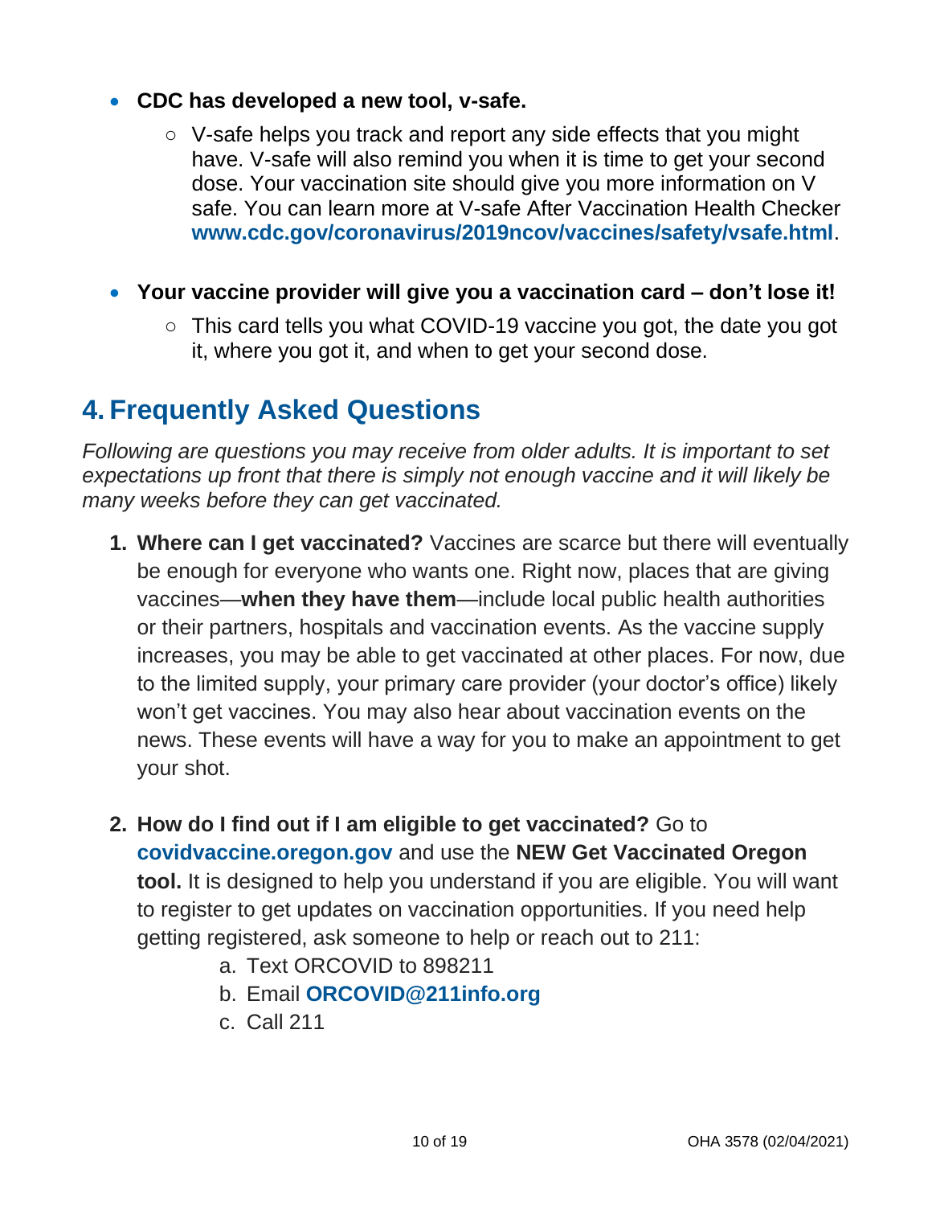- **CDC has developed a new tool, v-safe.**
  - V-safe helps you track and report any side effects that you might have. V-safe will also remind you when it is time to get your second dose. Your vaccination site should give you more information on V safe. You can learn more at V-safe After Vaccination Health Checker **www.cdc.gov/coronavirus/2019ncov/vaccines/safety/vsafe.html**.

- **Your vaccine provider will give you a vaccination card – don't lose it!**
  - This card tells you what COVID-19 vaccine you got, the date you got it, where you got it, and when to get your second dose.

## 4. Frequently Asked Questions

*Following are questions you may receive from older adults. It is important to set expectations up front that there is simply not enough vaccine and it will likely be many weeks before they can get vaccinated.*

1. **Where can I get vaccinated?** Vaccines are scarce but there will eventually be enough for everyone who wants one. Right now, places that are giving vaccines—**when they have them**—include local public health authorities or their partners, hospitals and vaccination events. As the vaccine supply increases, you may be able to get vaccinated at other places. For now, due to the limited supply, your primary care provider (your doctor's office) likely won't get vaccines. You may also hear about vaccination events on the news. These events will have a way for you to make an appointment to get your shot.

2. **How do I find out if I am eligible to get vaccinated?** Go to **covidvaccine.oregon.gov** and use the **NEW Get Vaccinated Oregon tool.** It is designed to help you understand if you are eligible. You will want to register to get updates on vaccination opportunities. If you need help getting registered, ask someone to help or reach out to 211:
   a. Text ORCOVID to 898211
   b. Email **ORCOVID@211info.org**
   c. Call 211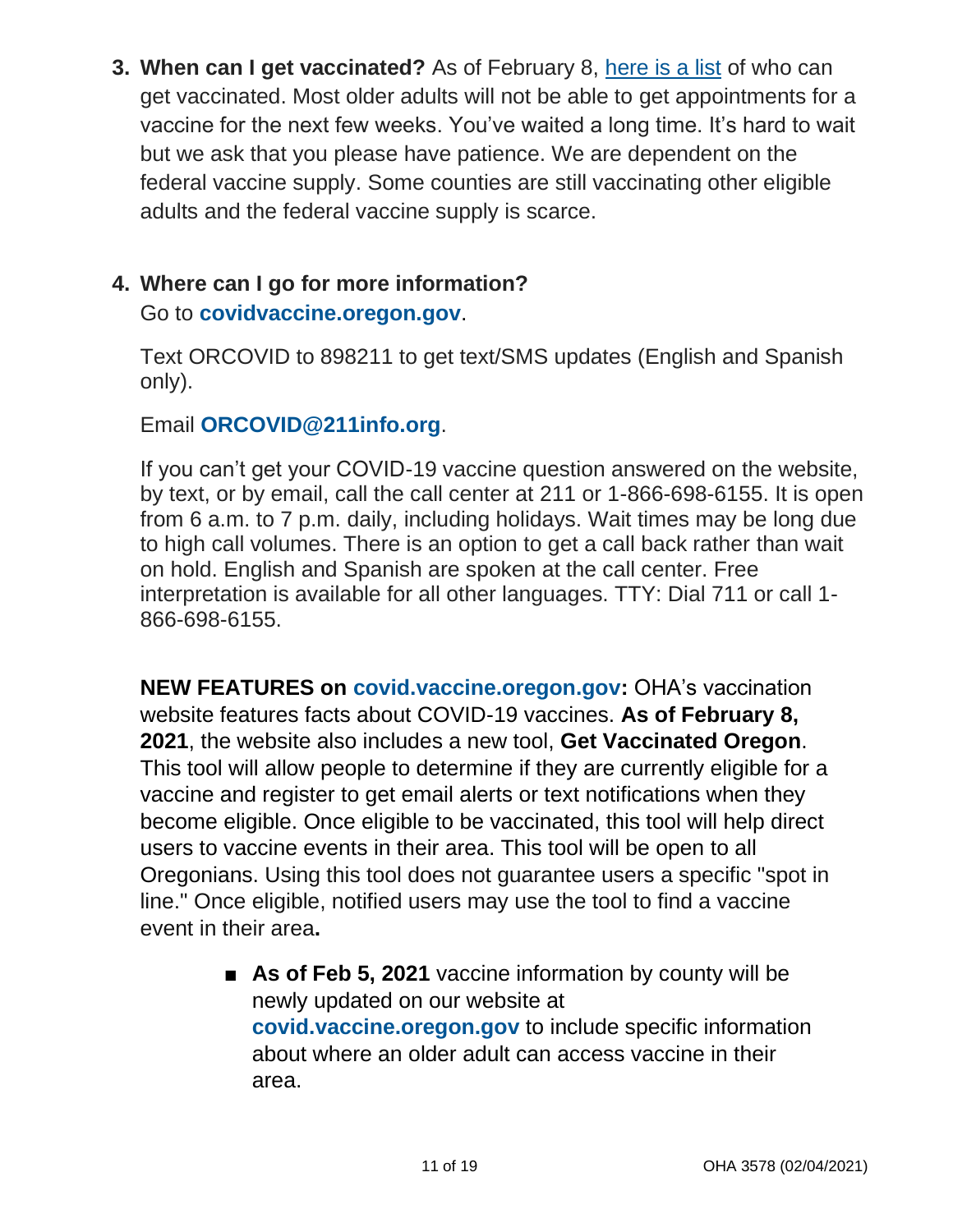3. **When can I get vaccinated?** As of February 8, [here is a list](#) of who can get vaccinated. Most older adults will not be able to get appointments for a vaccine for the next few weeks. You've waited a long time. It's hard to wait but we ask that you please have patience. We are dependent on the federal vaccine supply. Some counties are still vaccinating other eligible adults and the federal vaccine supply is scarce.

4. **Where can I go for more information?**
   Go to **covidvaccine.oregon.gov**.

   Text ORCOVID to 898211 to get text/SMS updates (English and Spanish only).

   Email **ORCOVID@211info.org**.

   If you can't get your COVID-19 vaccine question answered on the website, by text, or by email, call the call center at 211 or 1-866-698-6155. It is open from 6 a.m. to 7 p.m. daily, including holidays. Wait times may be long due to high call volumes. There is an option to get a call back rather than wait on hold. English and Spanish are spoken at the call center. Free interpretation is available for all other languages. TTY: Dial 711 or call 1-866-698-6155.

   **NEW FEATURES on covid.vaccine.oregon.gov:** OHA's vaccination website features facts about COVID-19 vaccines. **As of February 8, 2021**, the website also includes a new tool, **Get Vaccinated Oregon**. This tool will allow people to determine if they are currently eligible for a vaccine and register to get email alerts or text notifications when they become eligible. Once eligible to be vaccinated, this tool will help direct users to vaccine events in their area. This tool will be open to all Oregonians. Using this tool does not guarantee users a specific "spot in line." Once eligible, notified users may use the tool to find a vaccine event in their area**.**

   - **As of Feb 5, 2021** vaccine information by county will be newly updated on our website at **covid.vaccine.oregon.gov** to include specific information about where an older adult can access vaccine in their area.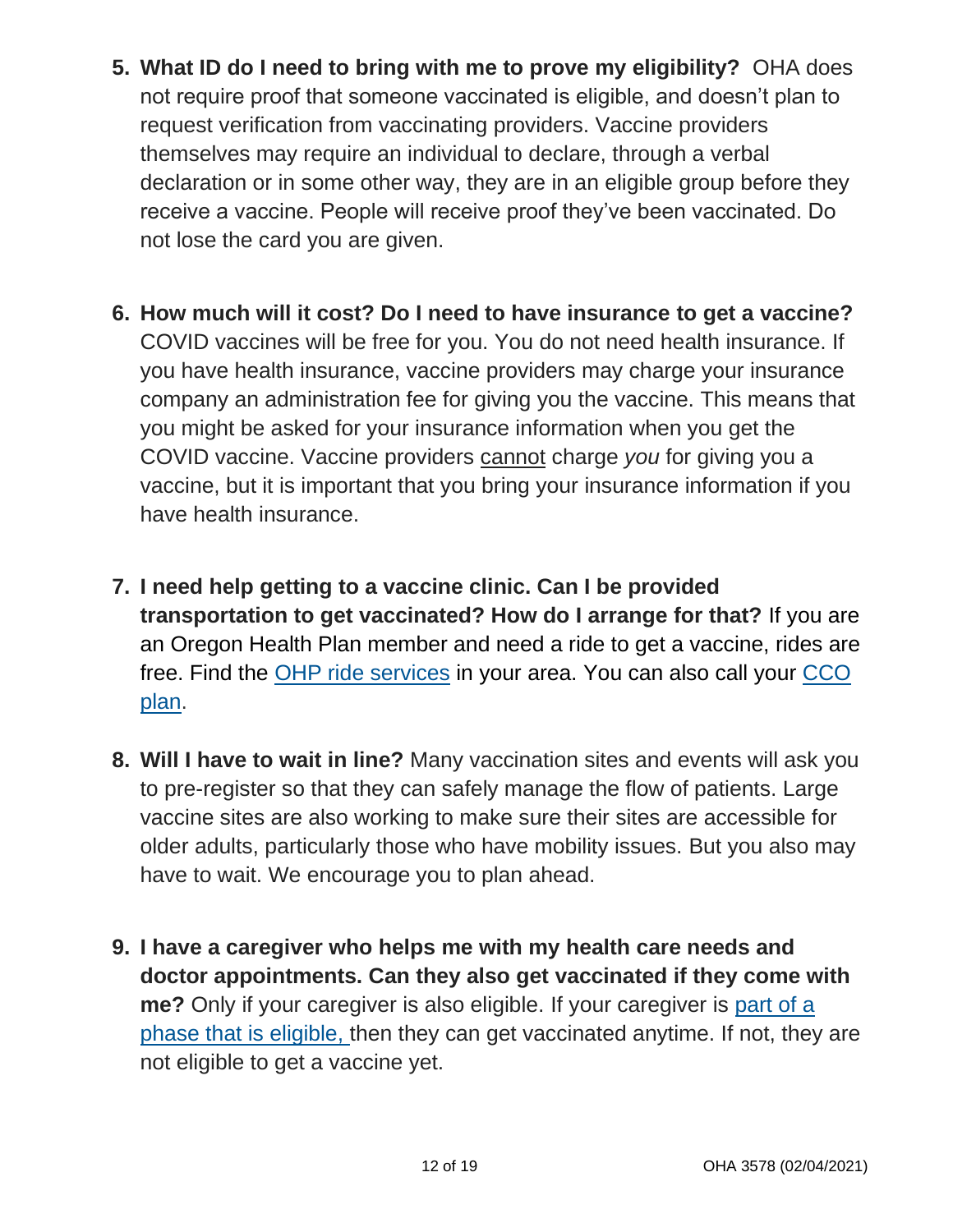5. **What ID do I need to bring with me to prove my eligibility?** OHA does not require proof that someone vaccinated is eligible, and doesn't plan to request verification from vaccinating providers. Vaccine providers themselves may require an individual to declare, through a verbal declaration or in some other way, they are in an eligible group before they receive a vaccine. People will receive proof they've been vaccinated. Do not lose the card you are given.

6. **How much will it cost? Do I need to have insurance to get a vaccine?** COVID vaccines will be free for you. You do not need health insurance. If you have health insurance, vaccine providers may charge your insurance company an administration fee for giving you the vaccine. This means that you might be asked for your insurance information when you get the COVID vaccine. Vaccine providers cannot charge *you* for giving you a vaccine, but it is important that you bring your insurance information if you have health insurance.

7. **I need help getting to a vaccine clinic. Can I be provided transportation to get vaccinated? How do I arrange for that?** If you are an Oregon Health Plan member and need a ride to get a vaccine, rides are free. Find the OHP ride services in your area. You can also call your CCO plan.

8. **Will I have to wait in line?** Many vaccination sites and events will ask you to pre-register so that they can safely manage the flow of patients. Large vaccine sites are also working to make sure their sites are accessible for older adults, particularly those who have mobility issues. But you also may have to wait. We encourage you to plan ahead.

9. **I have a caregiver who helps me with my health care needs and doctor appointments. Can they also get vaccinated if they come with me?** Only if your caregiver is also eligible. If your caregiver is part of a phase that is eligible, then they can get vaccinated anytime. If not, they are not eligible to get a vaccine yet.

OHA 3578 (02/04/2021)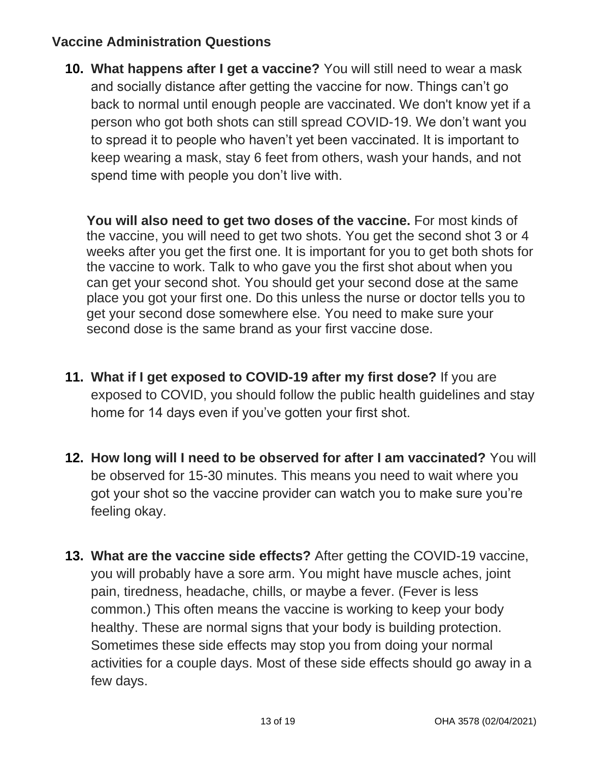## Vaccine Administration Questions

10. **What happens after I get a vaccine?** You will still need to wear a mask and socially distance after getting the vaccine for now. Things can't go back to normal until enough people are vaccinated. We don't know yet if a person who got both shots can still spread COVID-19. We don't want you to spread it to people who haven't yet been vaccinated. It is important to keep wearing a mask, stay 6 feet from others, wash your hands, and not spend time with people you don't live with.

    **You will also need to get two doses of the vaccine.** For most kinds of the vaccine, you will need to get two shots. You get the second shot 3 or 4 weeks after you get the first one. It is important for you to get both shots for the vaccine to work. Talk to who gave you the first shot about when you can get your second shot. You should get your second dose at the same place you got your first one. Do this unless the nurse or doctor tells you to get your second dose somewhere else. You need to make sure your second dose is the same brand as your first vaccine dose.

11. **What if I get exposed to COVID-19 after my first dose?** If you are exposed to COVID, you should follow the public health guidelines and stay home for 14 days even if you've gotten your first shot.

12. **How long will I need to be observed for after I am vaccinated?** You will be observed for 15-30 minutes. This means you need to wait where you got your shot so the vaccine provider can watch you to make sure you're feeling okay.

13. **What are the vaccine side effects?** After getting the COVID-19 vaccine, you will probably have a sore arm. You might have muscle aches, joint pain, tiredness, headache, chills, or maybe a fever. (Fever is less common.) This often means the vaccine is working to keep your body healthy. These are normal signs that your body is building protection. Sometimes these side effects may stop you from doing your normal activities for a couple days. Most of these side effects should go away in a few days.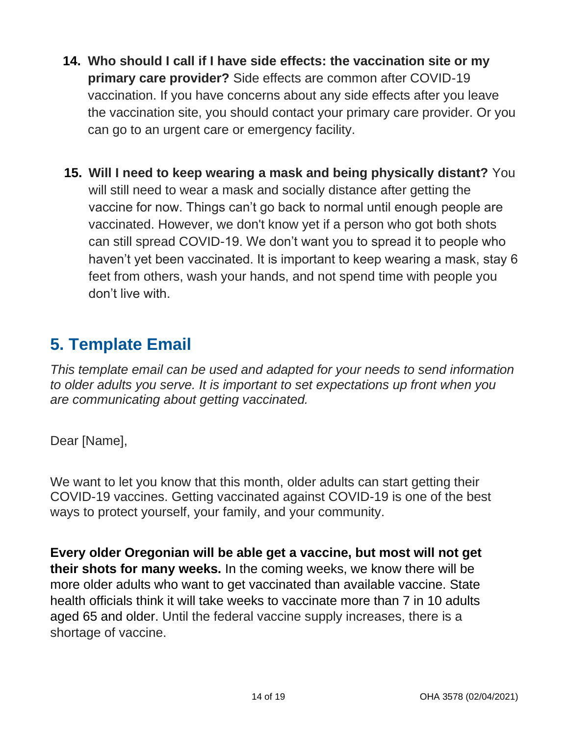14. **Who should I call if I have side effects: the vaccination site or my primary care provider?** Side effects are common after COVID-19 vaccination. If you have concerns about any side effects after you leave the vaccination site, you should contact your primary care provider. Or you can go to an urgent care or emergency facility.

15. **Will I need to keep wearing a mask and being physically distant?** You will still need to wear a mask and socially distance after getting the vaccine for now. Things can't go back to normal until enough people are vaccinated. However, we don't know yet if a person who got both shots can still spread COVID-19. We don't want you to spread it to people who haven't yet been vaccinated. It is important to keep wearing a mask, stay 6 feet from others, wash your hands, and not spend time with people you don't live with.

## 5. Template Email

*This template email can be used and adapted for your needs to send information to older adults you serve. It is important to set expectations up front when you are communicating about getting vaccinated.*

Dear [Name],

We want to let you know that this month, older adults can start getting their COVID-19 vaccines. Getting vaccinated against COVID-19 is one of the best ways to protect yourself, your family, and your community.

**Every older Oregonian will be able get a vaccine, but most will not get their shots for many weeks.** In the coming weeks, we know there will be more older adults who want to get vaccinated than available vaccine. State health officials think it will take weeks to vaccinate more than 7 in 10 adults aged 65 and older. Until the federal vaccine supply increases, there is a shortage of vaccine.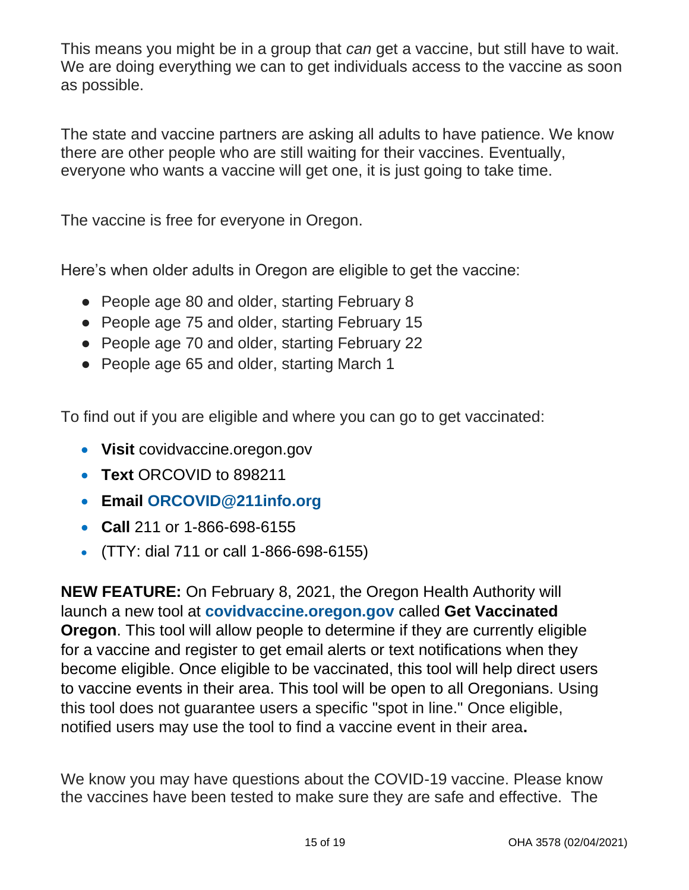This means you might be in a group that *can* get a vaccine, but still have to wait. We are doing everything we can to get individuals access to the vaccine as soon as possible.

The state and vaccine partners are asking all adults to have patience. We know there are other people who are still waiting for their vaccines. Eventually, everyone who wants a vaccine will get one, it is just going to take time.

The vaccine is free for everyone in Oregon.

Here's when older adults in Oregon are eligible to get the vaccine:

- People age 80 and older, starting February 8
- People age 75 and older, starting February 15
- People age 70 and older, starting February 22
- People age 65 and older, starting March 1

To find out if you are eligible and where you can go to get vaccinated:

- **Visit** covidvaccine.oregon.gov
- **Text** ORCOVID to 898211
- **Email ORCOVID@211info.org**
- **Call** 211 or 1-866-698-6155
- (TTY: dial 711 or call 1-866-698-6155)

**NEW FEATURE:** On February 8, 2021, the Oregon Health Authority will launch a new tool at **covidvaccine.oregon.gov** called **Get Vaccinated Oregon**. This tool will allow people to determine if they are currently eligible for a vaccine and register to get email alerts or text notifications when they become eligible. Once eligible to be vaccinated, this tool will help direct users to vaccine events in their area. This tool will be open to all Oregonians. Using this tool does not guarantee users a specific "spot in line." Once eligible, notified users may use the tool to find a vaccine event in their area**.**

We know you may have questions about the COVID-19 vaccine. Please know the vaccines have been tested to make sure they are safe and effective. The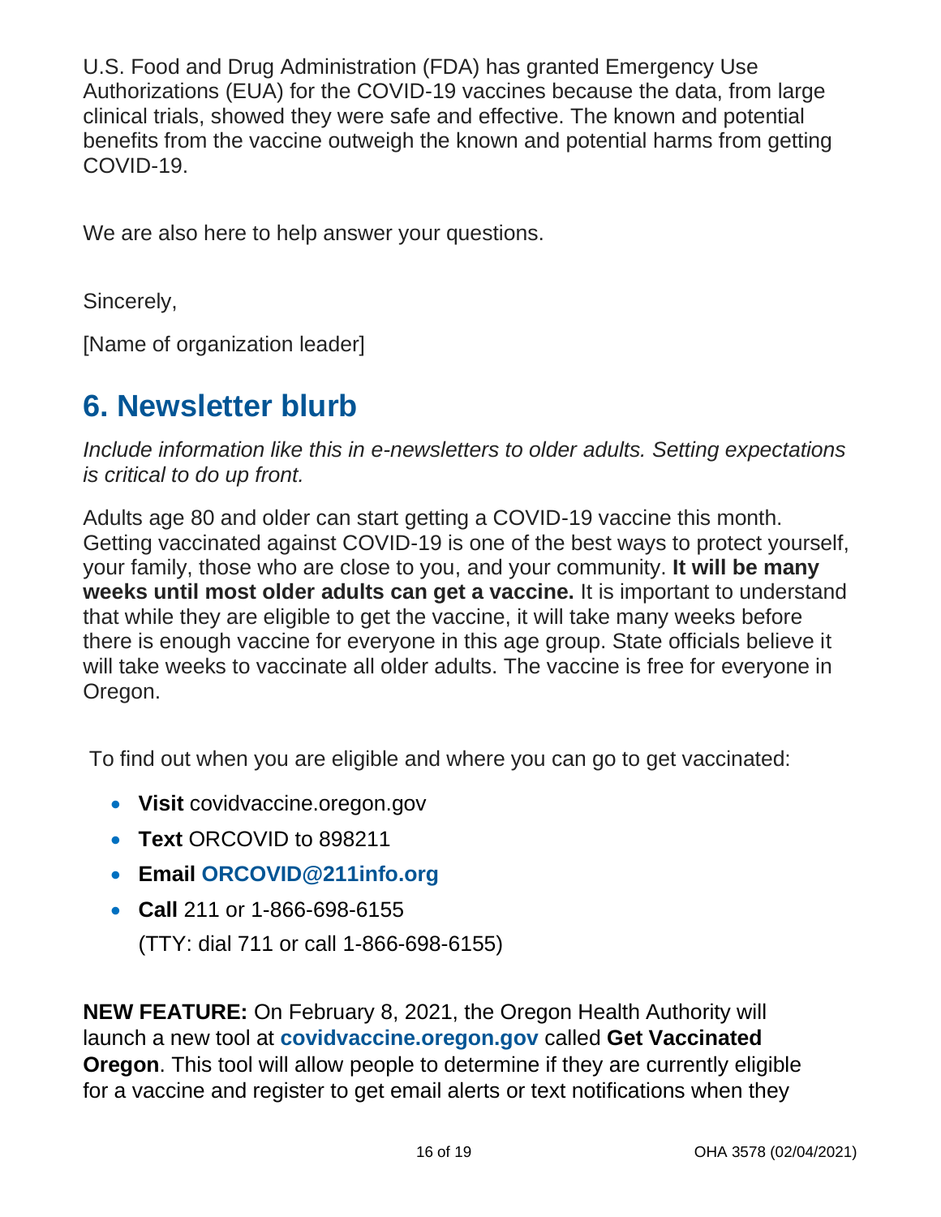U.S. Food and Drug Administration (FDA) has granted Emergency Use Authorizations (EUA) for the COVID-19 vaccines because the data, from large clinical trials, showed they were safe and effective. The known and potential benefits from the vaccine outweigh the known and potential harms from getting COVID-19.

We are also here to help answer your questions.

Sincerely,

[Name of organization leader]

## 6. Newsletter blurb

*Include information like this in e-newsletters to older adults. Setting expectations is critical to do up front.*

Adults age 80 and older can start getting a COVID-19 vaccine this month. Getting vaccinated against COVID-19 is one of the best ways to protect yourself, your family, those who are close to you, and your community. **It will be many weeks until most older adults can get a vaccine.** It is important to understand that while they are eligible to get the vaccine, it will take many weeks before there is enough vaccine for everyone in this age group. State officials believe it will take weeks to vaccinate all older adults. The vaccine is free for everyone in Oregon.

To find out when you are eligible and where you can go to get vaccinated:

- **Visit** covidvaccine.oregon.gov
- **Text** ORCOVID to 898211
- **Email** **ORCOVID@211info.org**
- **Call** 211 or 1-866-698-6155
  (TTY: dial 711 or call 1-866-698-6155)

**NEW FEATURE:** On February 8, 2021, the Oregon Health Authority will launch a new tool at **covidvaccine.oregon.gov** called **Get Vaccinated Oregon**. This tool will allow people to determine if they are currently eligible for a vaccine and register to get email alerts or text notifications when they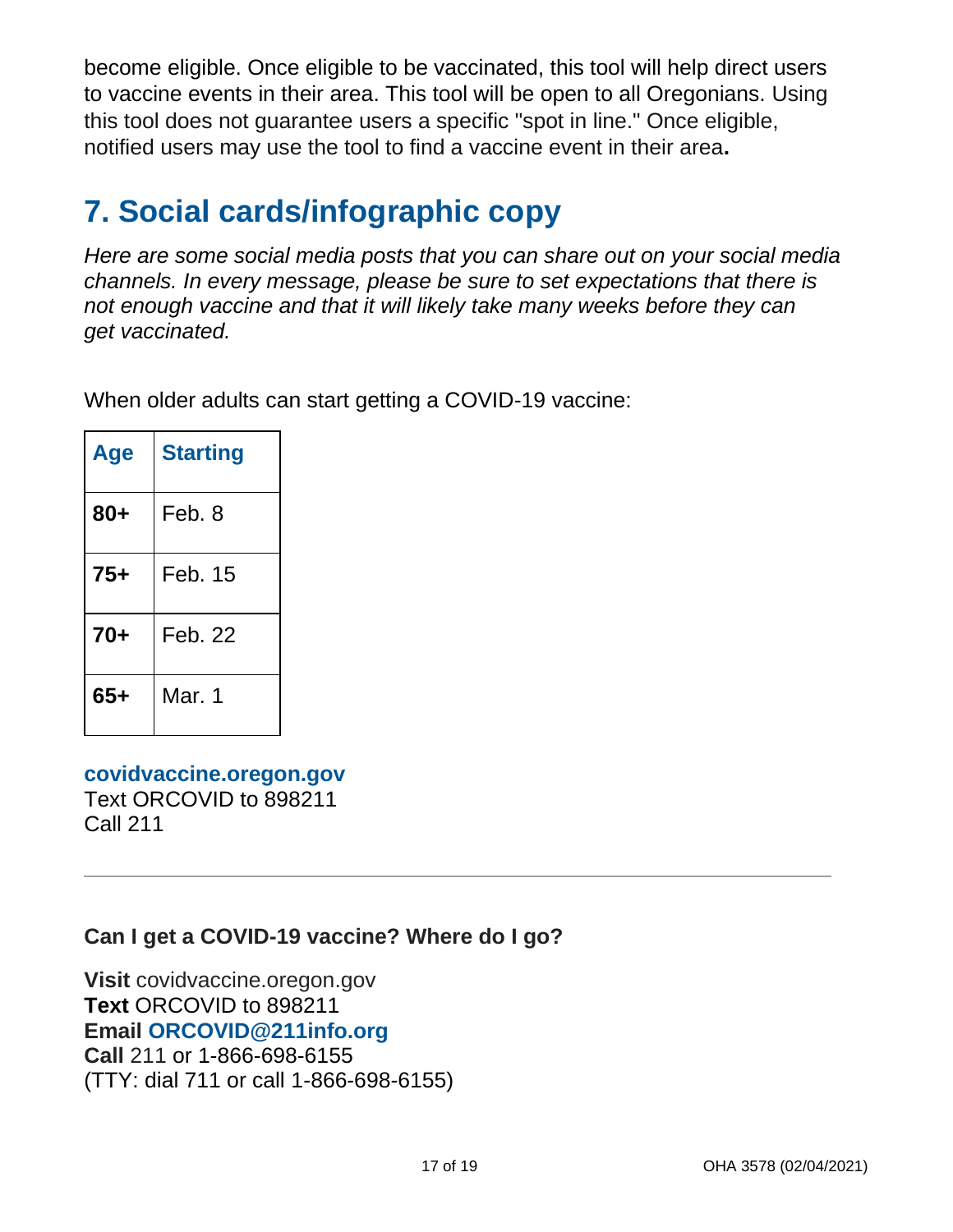become eligible. Once eligible to be vaccinated, this tool will help direct users to vaccine events in their area. This tool will be open to all Oregonians. Using this tool does not guarantee users a specific "spot in line." Once eligible, notified users may use the tool to find a vaccine event in their area**.**

## 7. Social cards/infographic copy

*Here are some social media posts that you can share out on your social media channels. In every message, please be sure to set expectations that there is not enough vaccine and that it will likely take many weeks before they can get vaccinated.*

When older adults can start getting a COVID-19 vaccine:

| Age | Starting |
|---|---|
| **80+** | Feb. 8 |
| **75+** | Feb. 15 |
| **70+** | Feb. 22 |
| **65+** | Mar. 1 |

**covidvaccine.oregon.gov**
Text ORCOVID to 898211
Call 211

---

**Can I get a COVID-19 vaccine? Where do I go?**

**Visit** covidvaccine.oregon.gov
**Text** ORCOVID to 898211
**Email** **ORCOVID@211info.org**
**Call** 211 or 1-866-698-6155
(TTY: dial 711 or call 1-866-698-6155)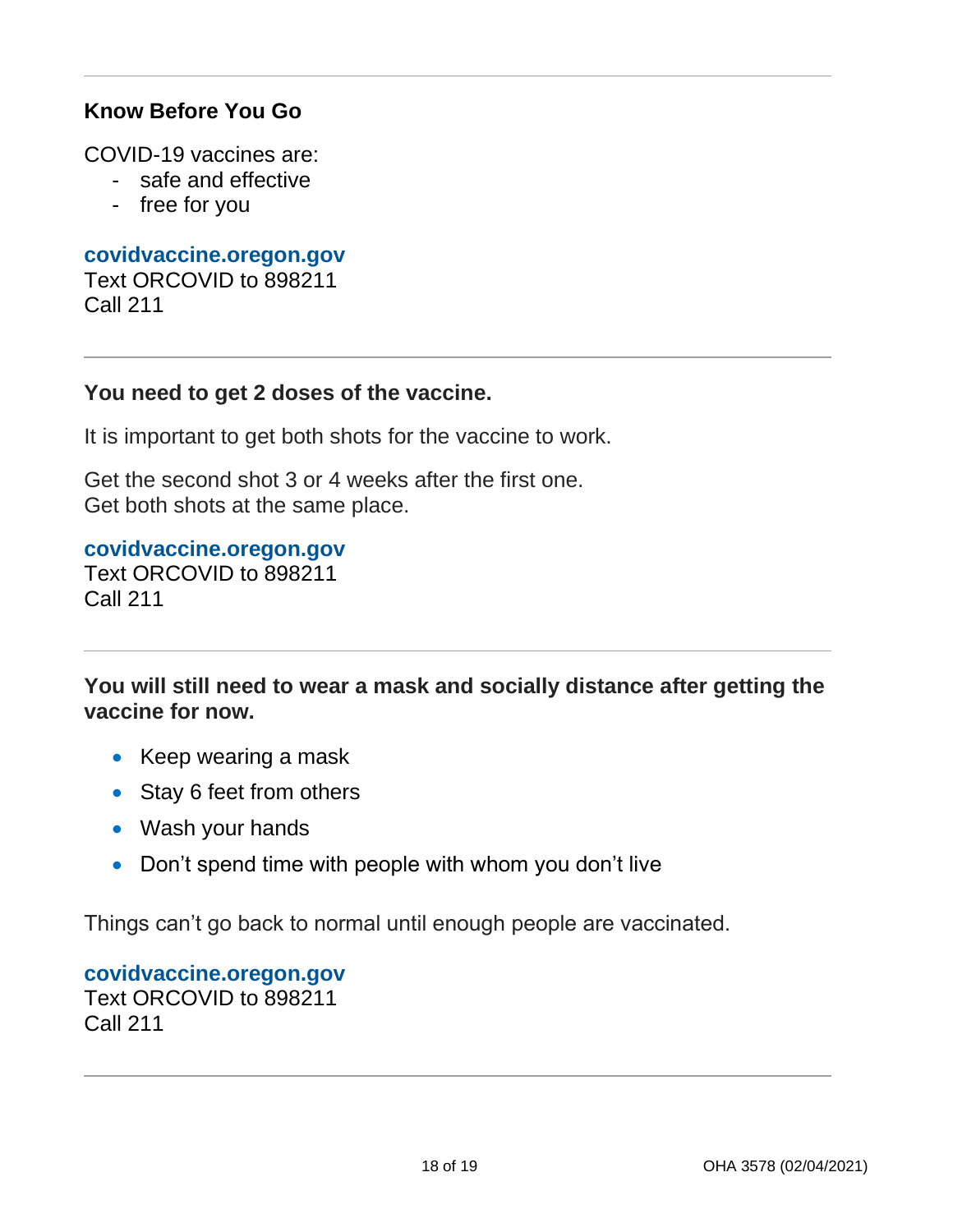---

**Know Before You Go**

COVID-19 vaccines are:

- safe and effective
- free for you

**covidvaccine.oregon.gov**
Text ORCOVID to 898211
Call 211

---

**You need to get 2 doses of the vaccine.**

It is important to get both shots for the vaccine to work.

Get the second shot 3 or 4 weeks after the first one.
Get both shots at the same place.

**covidvaccine.oregon.gov**
Text ORCOVID to 898211
Call 211

---

**You will still need to wear a mask and socially distance after getting the vaccine for now.**

- Keep wearing a mask
- Stay 6 feet from others
- Wash your hands
- Don't spend time with people with whom you don't live

Things can't go back to normal until enough people are vaccinated.

**covidvaccine.oregon.gov**
Text ORCOVID to 898211
Call 211

---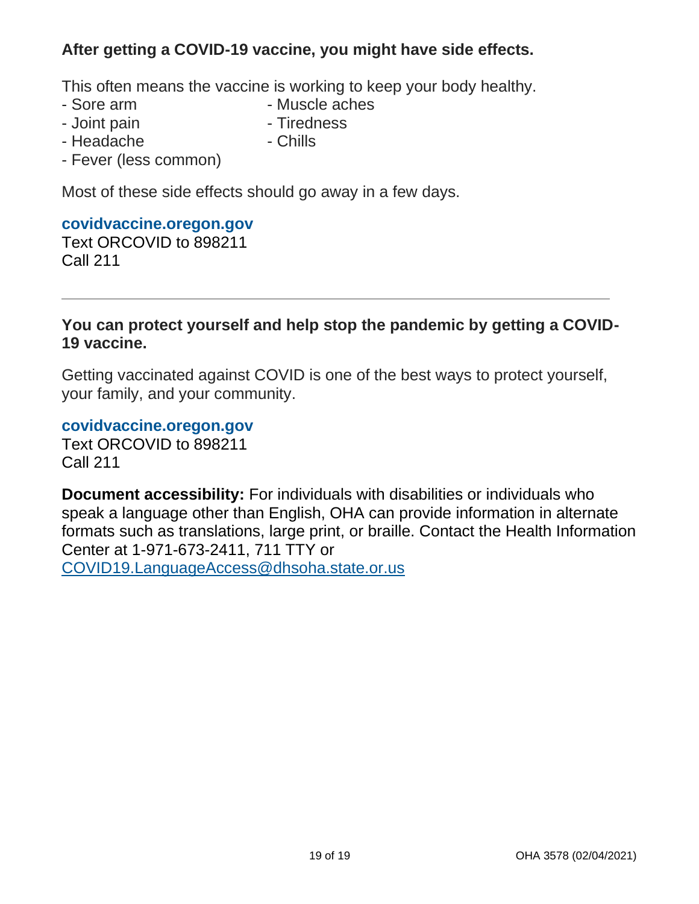**After getting a COVID-19 vaccine, you might have side effects.**

This often means the vaccine is working to keep your body healthy.

- Sore arm
- Joint pain
- Headache
- Fever (less common)
- Muscle aches
- Tiredness
- Chills

Most of these side effects should go away in a few days.

**covidvaccine.oregon.gov**
Text ORCOVID to 898211
Call 211

---

**You can protect yourself and help stop the pandemic by getting a COVID-19 vaccine.**

Getting vaccinated against COVID is one of the best ways to protect yourself, your family, and your community.

**covidvaccine.oregon.gov**
Text ORCOVID to 898211
Call 211

**Document accessibility:** For individuals with disabilities or individuals who speak a language other than English, OHA can provide information in alternate formats such as translations, large print, or braille. Contact the Health Information Center at 1-971-673-2411, 711 TTY or COVID19.LanguageAccess@dhsoha.state.or.us

OHA 3578 (02/04/2021)